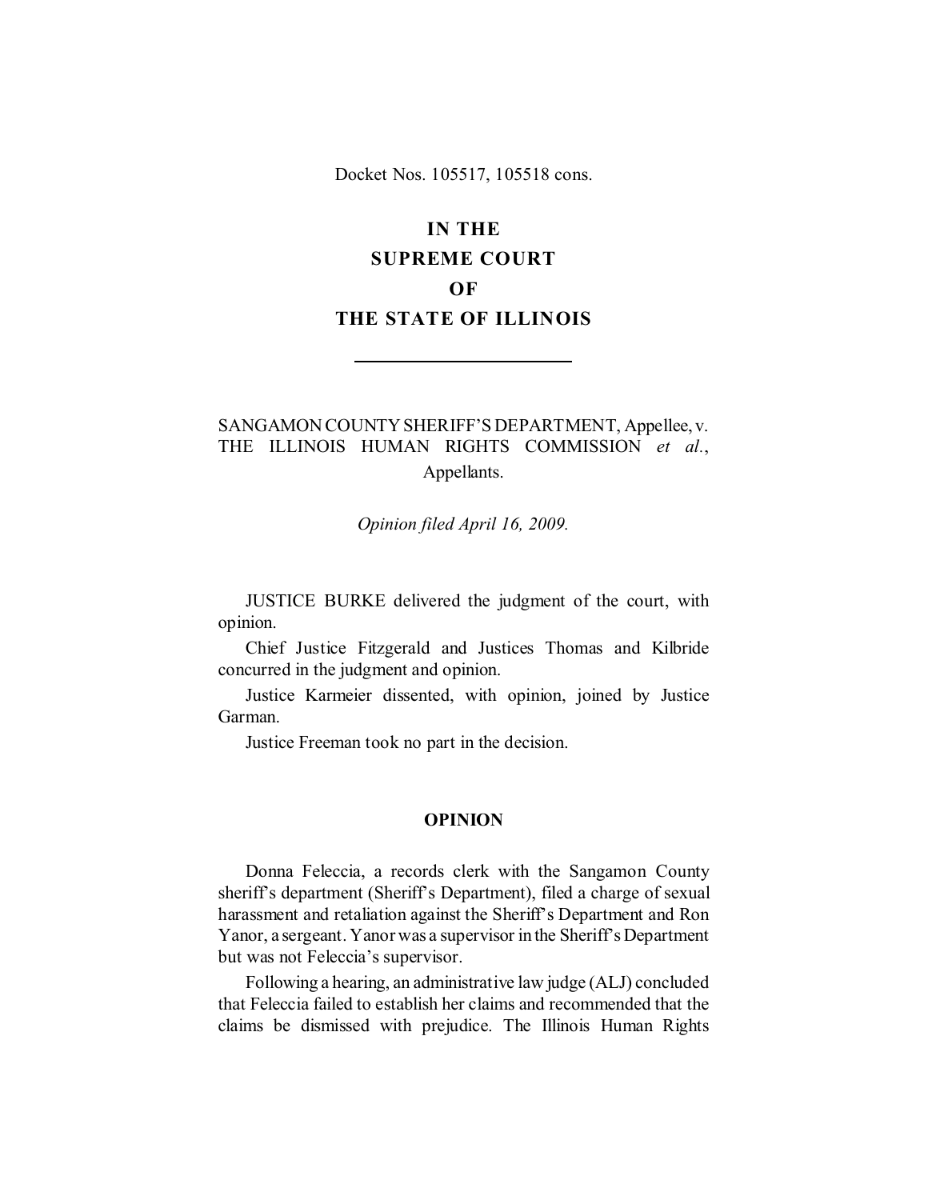Docket Nos. 105517, 105518 cons.

# IN THE SUPREME COURT OF THE STATE OF ILLINOIS

---

SANGAMON COUNTY SHERIFF'S DEPARTMENT, Appellee, v. THE ILLINOIS HUMAN RIGHTS COMMISSION *et al.*, Appellants.

*Opinion filed April 16, 2009.*

JUSTICE BURKE delivered the judgment of the court, with opinion.

Chief Justice Fitzgerald and Justices Thomas and Kilbride concurred in the judgment and opinion.

Justice Karmeier dissented, with opinion, joined by Justice Garman.

Justice Freeman took no part in the decision.

## OPINION

Donna Feleccia, a records clerk with the Sangamon County sheriff's department (Sheriff's Department), filed a charge of sexual harassment and retaliation against the Sheriff's Department and Ron Yanor, a sergeant. Yanor was a supervisor in the Sheriff's Department but was not Feleccia's supervisor.

Following a hearing, an administrative law judge (ALJ) concluded that Feleccia failed to establish her claims and recommended that the claims be dismissed with prejudice. The Illinois Human Rights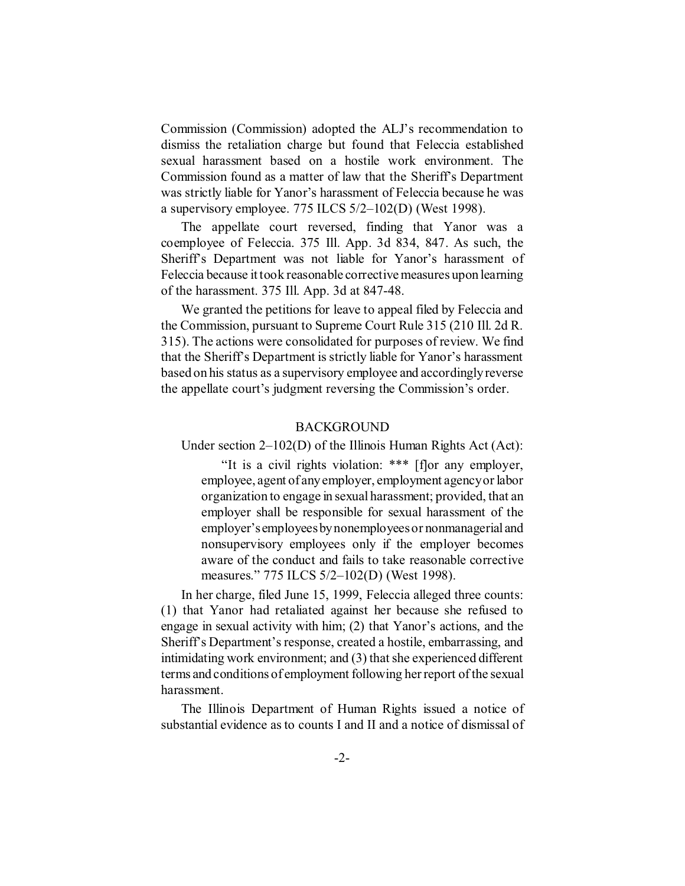Commission (Commission) adopted the ALJ's recommendation to dismiss the retaliation charge but found that Feleccia established sexual harassment based on a hostile work environment. The Commission found as a matter of law that the Sheriff's Department was strictly liable for Yanor's harassment of Feleccia because he was a supervisory employee. 775 ILCS 5/2–102(D) (West 1998).

The appellate court reversed, finding that Yanor was a coemployee of Feleccia. 375 Ill. App. 3d 834, 847. As such, the Sheriff's Department was not liable for Yanor's harassment of Feleccia because it took reasonable corrective measures upon learning of the harassment. 375 Ill. App. 3d at 847-48.

We granted the petitions for leave to appeal filed by Feleccia and the Commission, pursuant to Supreme Court Rule 315 (210 Ill. 2d R. 315). The actions were consolidated for purposes of review. We find that the Sheriff's Department is strictly liable for Yanor's harassment based on his status as a supervisory employee and accordingly reverse the appellate court's judgment reversing the Commission's order.

## BACKGROUND

Under section 2–102(D) of the Illinois Human Rights Act (Act):

> "It is a civil rights violation: *** [f]or any employer, employee, agent of any employer, employment agency or labor organization to engage in sexual harassment; provided, that an employer shall be responsible for sexual harassment of the employer's employees by nonemployees or nonmanagerial and nonsupervisory employees only if the employer becomes aware of the conduct and fails to take reasonable corrective measures." 775 ILCS 5/2–102(D) (West 1998).

In her charge, filed June 15, 1999, Feleccia alleged three counts: (1) that Yanor had retaliated against her because she refused to engage in sexual activity with him; (2) that Yanor's actions, and the Sheriff's Department's response, created a hostile, embarrassing, and intimidating work environment; and (3) that she experienced different terms and conditions of employment following her report of the sexual harassment.

The Illinois Department of Human Rights issued a notice of substantial evidence as to counts I and II and a notice of dismissal of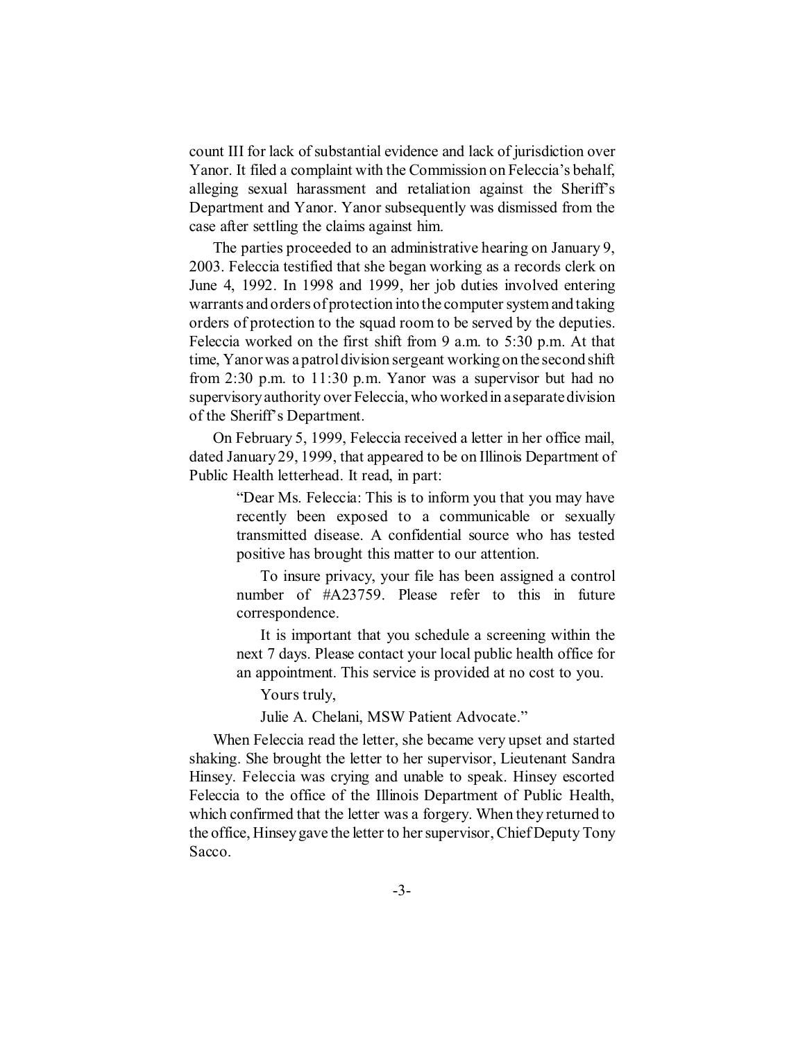count III for lack of substantial evidence and lack of jurisdiction over Yanor. It filed a complaint with the Commission on Feleccia's behalf, alleging sexual harassment and retaliation against the Sheriff's Department and Yanor. Yanor subsequently was dismissed from the case after settling the claims against him.

The parties proceeded to an administrative hearing on January 9, 2003. Feleccia testified that she began working as a records clerk on June 4, 1992. In 1998 and 1999, her job duties involved entering warrants and orders of protection into the computer system and taking orders of protection to the squad room to be served by the deputies. Feleccia worked on the first shift from 9 a.m. to 5:30 p.m. At that time, Yanor was a patrol division sergeant working on the second shift from 2:30 p.m. to 11:30 p.m. Yanor was a supervisor but had no supervisory authority over Feleccia, who worked in a separate division of the Sheriff's Department.

On February 5, 1999, Feleccia received a letter in her office mail, dated January 29, 1999, that appeared to be on Illinois Department of Public Health letterhead. It read, in part:

> "Dear Ms. Feleccia: This is to inform you that you may have recently been exposed to a communicable or sexually transmitted disease. A confidential source who has tested positive has brought this matter to our attention.
>
> To insure privacy, your file has been assigned a control number of #A23759. Please refer to this in future correspondence.
>
> It is important that you schedule a screening within the next 7 days. Please contact your local public health office for an appointment. This service is provided at no cost to you.
>
> Yours truly,
>
> Julie A. Chelani, MSW Patient Advocate."

When Feleccia read the letter, she became very upset and started shaking. She brought the letter to her supervisor, Lieutenant Sandra Hinsey. Feleccia was crying and unable to speak. Hinsey escorted Feleccia to the office of the Illinois Department of Public Health, which confirmed that the letter was a forgery. When they returned to the office, Hinsey gave the letter to her supervisor, Chief Deputy Tony Sacco.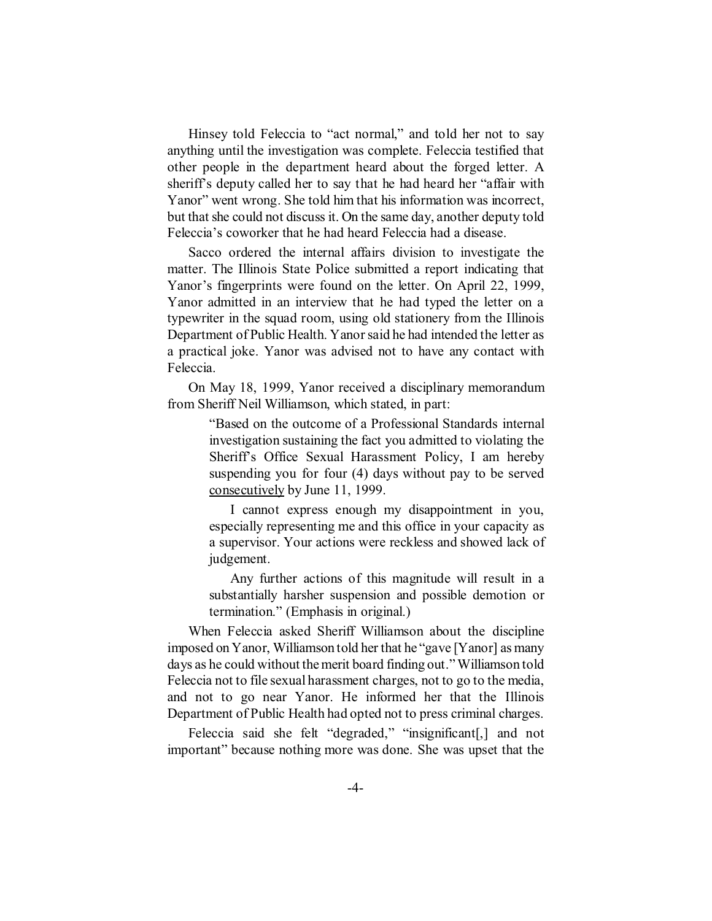Hinsey told Feleccia to "act normal," and told her not to say anything until the investigation was complete. Feleccia testified that other people in the department heard about the forged letter. A sheriff's deputy called her to say that he had heard her "affair with Yanor" went wrong. She told him that his information was incorrect, but that she could not discuss it. On the same day, another deputy told Feleccia's coworker that he had heard Feleccia had a disease.

Sacco ordered the internal affairs division to investigate the matter. The Illinois State Police submitted a report indicating that Yanor's fingerprints were found on the letter. On April 22, 1999, Yanor admitted in an interview that he had typed the letter on a typewriter in the squad room, using old stationery from the Illinois Department of Public Health. Yanor said he had intended the letter as a practical joke. Yanor was advised not to have any contact with Feleccia.

On May 18, 1999, Yanor received a disciplinary memorandum from Sheriff Neil Williamson, which stated, in part:

> "Based on the outcome of a Professional Standards internal investigation sustaining the fact you admitted to violating the Sheriff's Office Sexual Harassment Policy, I am hereby suspending you for four (4) days without pay to be served <u>consecutively</u> by June 11, 1999.
>
> I cannot express enough my disappointment in you, especially representing me and this office in your capacity as a supervisor. Your actions were reckless and showed lack of judgement.
>
> Any further actions of this magnitude will result in a substantially harsher suspension and possible demotion or termination." (Emphasis in original.)

When Feleccia asked Sheriff Williamson about the discipline imposed on Yanor, Williamson told her that he "gave [Yanor] as many days as he could without the merit board finding out." Williamson told Feleccia not to file sexual harassment charges, not to go to the media, and not to go near Yanor. He informed her that the Illinois Department of Public Health had opted not to press criminal charges.

Feleccia said she felt "degraded," "insignificant[,] and not important" because nothing more was done. She was upset that the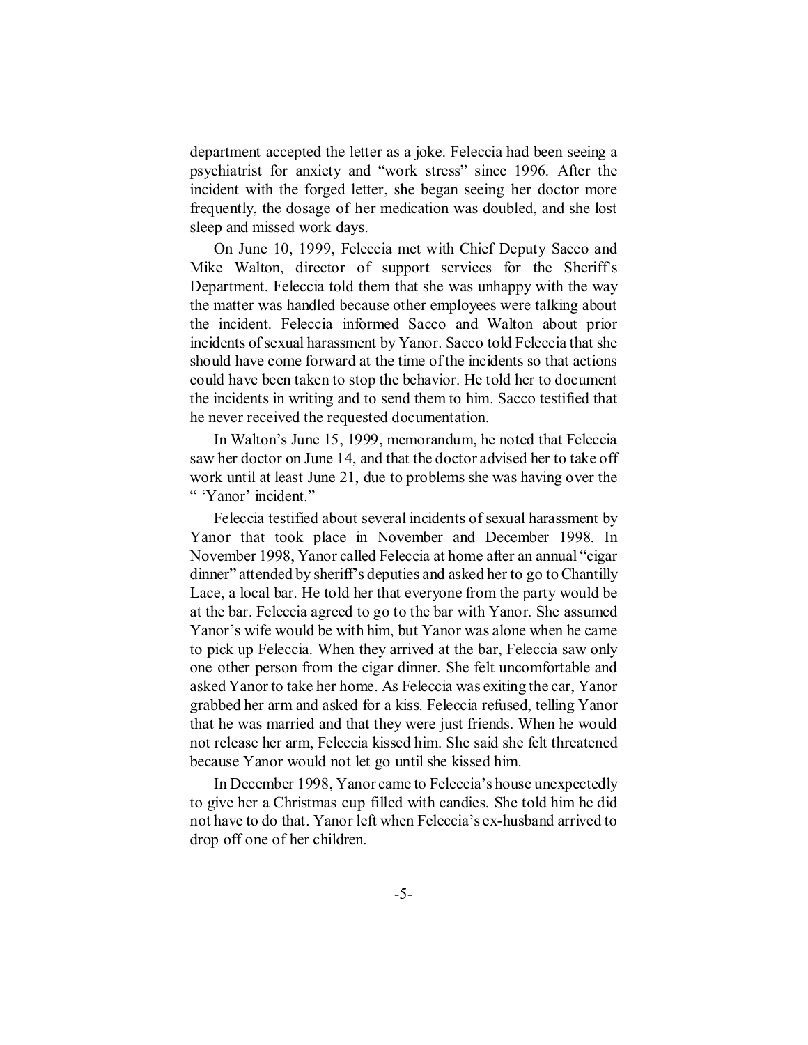department accepted the letter as a joke. Feleccia had been seeing a psychiatrist for anxiety and "work stress" since 1996. After the incident with the forged letter, she began seeing her doctor more frequently, the dosage of her medication was doubled, and she lost sleep and missed work days.

On June 10, 1999, Feleccia met with Chief Deputy Sacco and Mike Walton, director of support services for the Sheriff's Department. Feleccia told them that she was unhappy with the way the matter was handled because other employees were talking about the incident. Feleccia informed Sacco and Walton about prior incidents of sexual harassment by Yanor. Sacco told Feleccia that she should have come forward at the time of the incidents so that actions could have been taken to stop the behavior. He told her to document the incidents in writing and to send them to him. Sacco testified that he never received the requested documentation.

In Walton's June 15, 1999, memorandum, he noted that Feleccia saw her doctor on June 14, and that the doctor advised her to take off work until at least June 21, due to problems she was having over the " 'Yanor' incident."

Feleccia testified about several incidents of sexual harassment by Yanor that took place in November and December 1998. In November 1998, Yanor called Feleccia at home after an annual "cigar dinner" attended by sheriff's deputies and asked her to go to Chantilly Lace, a local bar. He told her that everyone from the party would be at the bar. Feleccia agreed to go to the bar with Yanor. She assumed Yanor's wife would be with him, but Yanor was alone when he came to pick up Feleccia. When they arrived at the bar, Feleccia saw only one other person from the cigar dinner. She felt uncomfortable and asked Yanor to take her home. As Feleccia was exiting the car, Yanor grabbed her arm and asked for a kiss. Feleccia refused, telling Yanor that he was married and that they were just friends. When he would not release her arm, Feleccia kissed him. She said she felt threatened because Yanor would not let go until she kissed him.

In December 1998, Yanor came to Feleccia's house unexpectedly to give her a Christmas cup filled with candies. She told him he did not have to do that. Yanor left when Feleccia's ex-husband arrived to drop off one of her children.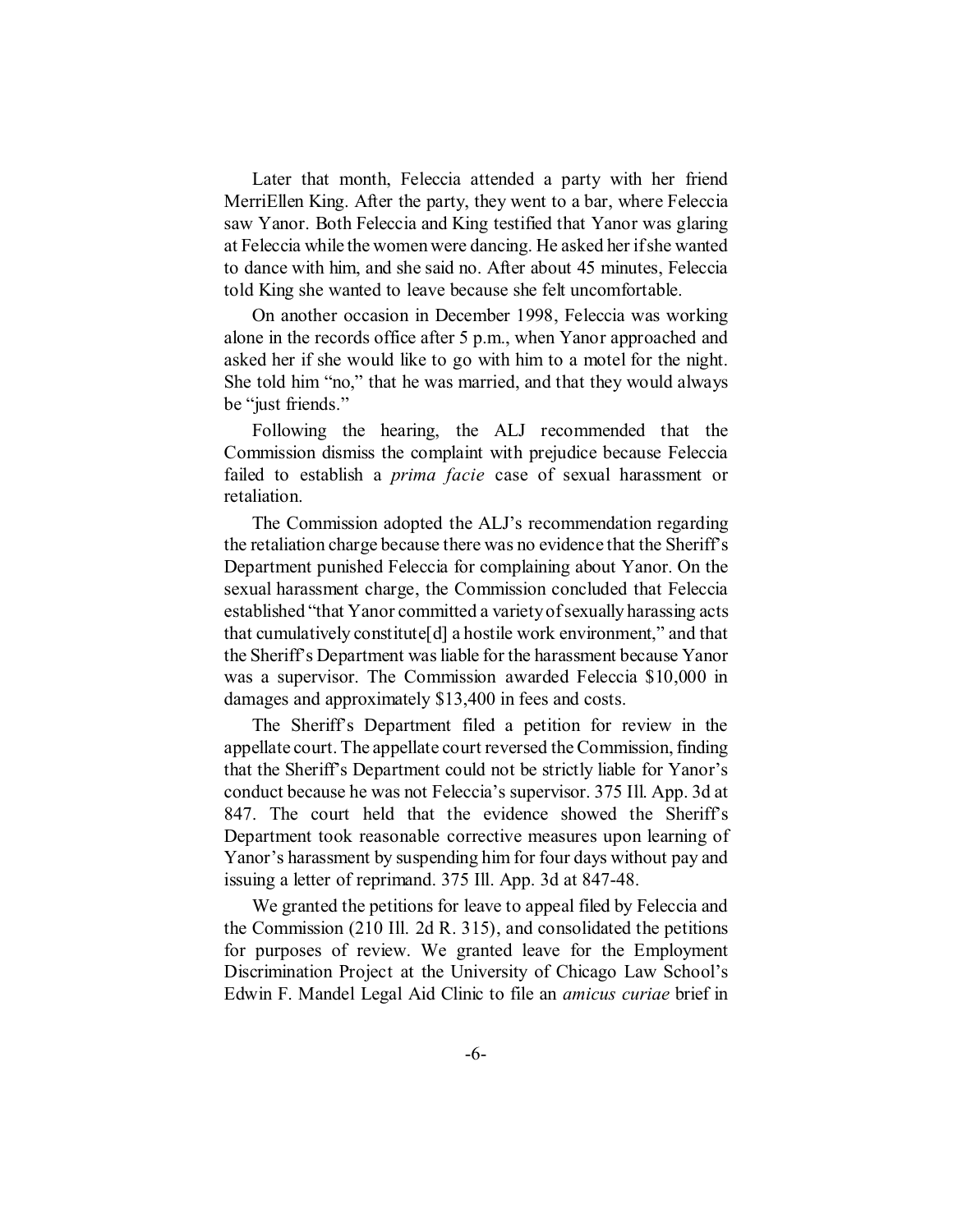Later that month, Feleccia attended a party with her friend MerriEllen King. After the party, they went to a bar, where Feleccia saw Yanor. Both Feleccia and King testified that Yanor was glaring at Feleccia while the women were dancing. He asked her if she wanted to dance with him, and she said no. After about 45 minutes, Feleccia told King she wanted to leave because she felt uncomfortable.

On another occasion in December 1998, Feleccia was working alone in the records office after 5 p.m., when Yanor approached and asked her if she would like to go with him to a motel for the night. She told him "no," that he was married, and that they would always be "just friends."

Following the hearing, the ALJ recommended that the Commission dismiss the complaint with prejudice because Feleccia failed to establish a *prima facie* case of sexual harassment or retaliation.

The Commission adopted the ALJ's recommendation regarding the retaliation charge because there was no evidence that the Sheriff's Department punished Feleccia for complaining about Yanor. On the sexual harassment charge, the Commission concluded that Feleccia established "that Yanor committed a variety of sexually harassing acts that cumulatively constitute[d] a hostile work environment," and that the Sheriff's Department was liable for the harassment because Yanor was a supervisor. The Commission awarded Feleccia $10,000 in damages and approximately $13,400 in fees and costs.

The Sheriff's Department filed a petition for review in the appellate court. The appellate court reversed the Commission, finding that the Sheriff's Department could not be strictly liable for Yanor's conduct because he was not Feleccia's supervisor. 375 Ill. App. 3d at 847. The court held that the evidence showed the Sheriff's Department took reasonable corrective measures upon learning of Yanor's harassment by suspending him for four days without pay and issuing a letter of reprimand. 375 Ill. App. 3d at 847-48.

We granted the petitions for leave to appeal filed by Feleccia and the Commission (210 Ill. 2d R. 315), and consolidated the petitions for purposes of review. We granted leave for the Employment Discrimination Project at the University of Chicago Law School's Edwin F. Mandel Legal Aid Clinic to file an *amicus curiae* brief in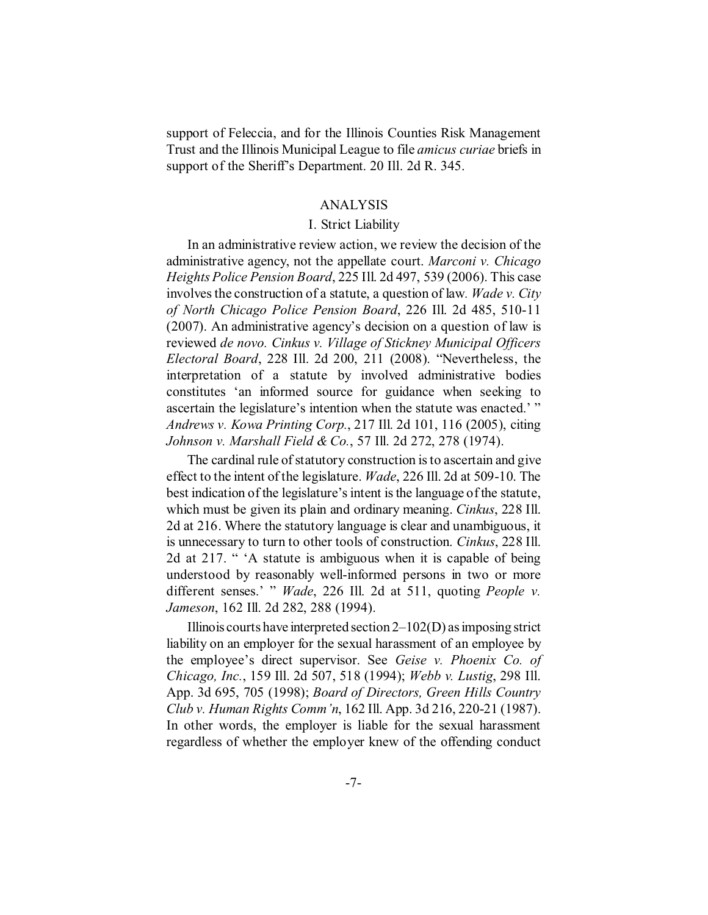support of Feleccia, and for the Illinois Counties Risk Management Trust and the Illinois Municipal League to file *amicus curiae* briefs in support of the Sheriff's Department. 20 Ill. 2d R. 345.

## ANALYSIS

### I. Strict Liability

In an administrative review action, we review the decision of the administrative agency, not the appellate court. *Marconi v. Chicago Heights Police Pension Board*, 225 Ill. 2d 497, 539 (2006). This case involves the construction of a statute, a question of law. *Wade v. City of North Chicago Police Pension Board*, 226 Ill. 2d 485, 510-11 (2007). An administrative agency's decision on a question of law is reviewed *de novo*. *Cinkus v. Village of Stickney Municipal Officers Electoral Board*, 228 Ill. 2d 200, 211 (2008). "Nevertheless, the interpretation of a statute by involved administrative bodies constitutes 'an informed source for guidance when seeking to ascertain the legislature's intention when the statute was enacted.' " *Andrews v. Kowa Printing Corp.*, 217 Ill. 2d 101, 116 (2005), citing *Johnson v. Marshall Field & Co.*, 57 Ill. 2d 272, 278 (1974).

The cardinal rule of statutory construction is to ascertain and give effect to the intent of the legislature. *Wade*, 226 Ill. 2d at 509-10. The best indication of the legislature's intent is the language of the statute, which must be given its plain and ordinary meaning. *Cinkus*, 228 Ill. 2d at 216. Where the statutory language is clear and unambiguous, it is unnecessary to turn to other tools of construction. *Cinkus*, 228 Ill. 2d at 217. " 'A statute is ambiguous when it is capable of being understood by reasonably well-informed persons in two or more different senses.' " *Wade*, 226 Ill. 2d at 511, quoting *People v. Jameson*, 162 Ill. 2d 282, 288 (1994).

Illinois courts have interpreted section 2–102(D) as imposing strict liability on an employer for the sexual harassment of an employee by the employee's direct supervisor. See *Geise v. Phoenix Co. of Chicago, Inc.*, 159 Ill. 2d 507, 518 (1994); *Webb v. Lustig*, 298 Ill. App. 3d 695, 705 (1998); *Board of Directors, Green Hills Country Club v. Human Rights Comm'n*, 162 Ill. App. 3d 216, 220-21 (1987). In other words, the employer is liable for the sexual harassment regardless of whether the employer knew of the offending conduct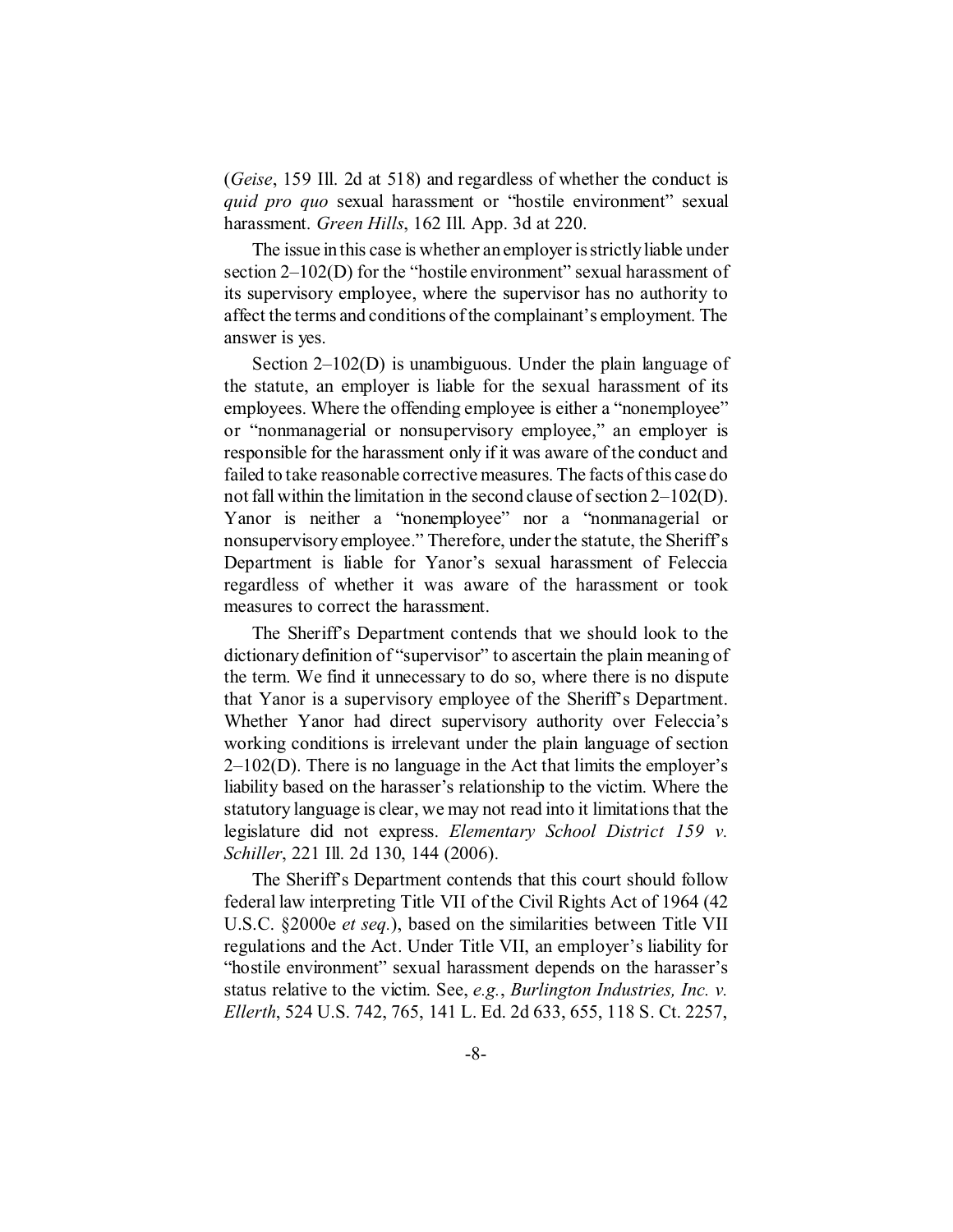(*Geise*, 159 Ill. 2d at 518) and regardless of whether the conduct is *quid pro quo* sexual harassment or "hostile environment" sexual harassment. *Green Hills*, 162 Ill. App. 3d at 220.

The issue in this case is whether an employer is strictly liable under section 2–102(D) for the "hostile environment" sexual harassment of its supervisory employee, where the supervisor has no authority to affect the terms and conditions of the complainant's employment. The answer is yes.

Section 2–102(D) is unambiguous. Under the plain language of the statute, an employer is liable for the sexual harassment of its employees. Where the offending employee is either a "nonemployee" or "nonmanagerial or nonsupervisory employee," an employer is responsible for the harassment only if it was aware of the conduct and failed to take reasonable corrective measures. The facts of this case do not fall within the limitation in the second clause of section 2–102(D). Yanor is neither a "nonemployee" nor a "nonmanagerial or nonsupervisory employee." Therefore, under the statute, the Sheriff's Department is liable for Yanor's sexual harassment of Felecia regardless of whether it was aware of the harassment or took measures to correct the harassment.

The Sheriff's Department contends that we should look to the dictionary definition of "supervisor" to ascertain the plain meaning of the term. We find it unnecessary to do so, where there is no dispute that Yanor is a supervisory employee of the Sheriff's Department. Whether Yanor had direct supervisory authority over Felecia's working conditions is irrelevant under the plain language of section 2–102(D). There is no language in the Act that limits the employer's liability based on the harasser's relationship to the victim. Where the statutory language is clear, we may not read into it limitations that the legislature did not express. *Elementary School District 159 v. Schiller*, 221 Ill. 2d 130, 144 (2006).

The Sheriff's Department contends that this court should follow federal law interpreting Title VII of the Civil Rights Act of 1964 (42 U.S.C. §2000e *et seq.*), based on the similarities between Title VII regulations and the Act. Under Title VII, an employer's liability for "hostile environment" sexual harassment depends on the harasser's status relative to the victim. See, *e.g.*, *Burlington Industries, Inc. v. Ellerth*, 524 U.S. 742, 765, 141 L. Ed. 2d 633, 655, 118 S. Ct. 2257,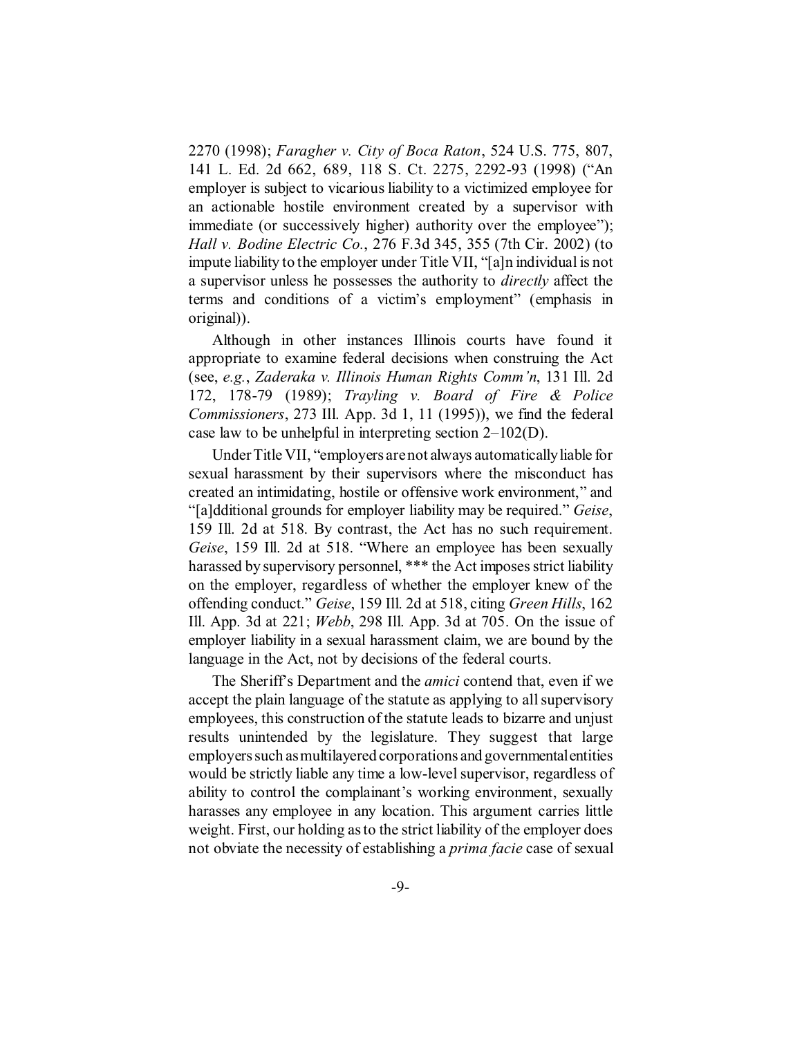2270 (1998); *Faragher v. City of Boca Raton*, 524 U.S. 775, 807, 141 L. Ed. 2d 662, 689, 118 S. Ct. 2275, 2292-93 (1998) ("An employer is subject to vicarious liability to a victimized employee for an actionable hostile environment created by a supervisor with immediate (or successively higher) authority over the employee"); *Hall v. Bodine Electric Co.*, 276 F.3d 345, 355 (7th Cir. 2002) (to impute liability to the employer under Title VII, "[a]n individual is not a supervisor unless he possesses the authority to *directly* affect the terms and conditions of a victim's employment" (emphasis in original)).

Although in other instances Illinois courts have found it appropriate to examine federal decisions when construing the Act (see, *e.g.*, *Zaderaka v. Illinois Human Rights Comm'n*, 131 Ill. 2d 172, 178-79 (1989); *Trayling v. Board of Fire & Police Commissioners*, 273 Ill. App. 3d 1, 11 (1995)), we find the federal case law to be unhelpful in interpreting section 2–102(D).

Under Title VII, "employers are not always automatically liable for sexual harassment by their supervisors where the misconduct has created an intimidating, hostile or offensive work environment," and "[a]dditional grounds for employer liability may be required." *Geise*, 159 Ill. 2d at 518. By contrast, the Act has no such requirement. *Geise*, 159 Ill. 2d at 518. "Where an employee has been sexually harassed by supervisory personnel, *** the Act imposes strict liability on the employer, regardless of whether the employer knew of the offending conduct." *Geise*, 159 Ill. 2d at 518, citing *Green Hills*, 162 Ill. App. 3d at 221; *Webb*, 298 Ill. App. 3d at 705. On the issue of employer liability in a sexual harassment claim, we are bound by the language in the Act, not by decisions of the federal courts.

The Sheriff's Department and the *amici* contend that, even if we accept the plain language of the statute as applying to all supervisory employees, this construction of the statute leads to bizarre and unjust results unintended by the legislature. They suggest that large employers such as multilayered corporations and governmental entities would be strictly liable any time a low-level supervisor, regardless of ability to control the complainant's working environment, sexually harasses any employee in any location. This argument carries little weight. First, our holding as to the strict liability of the employer does not obviate the necessity of establishing a *prima facie* case of sexual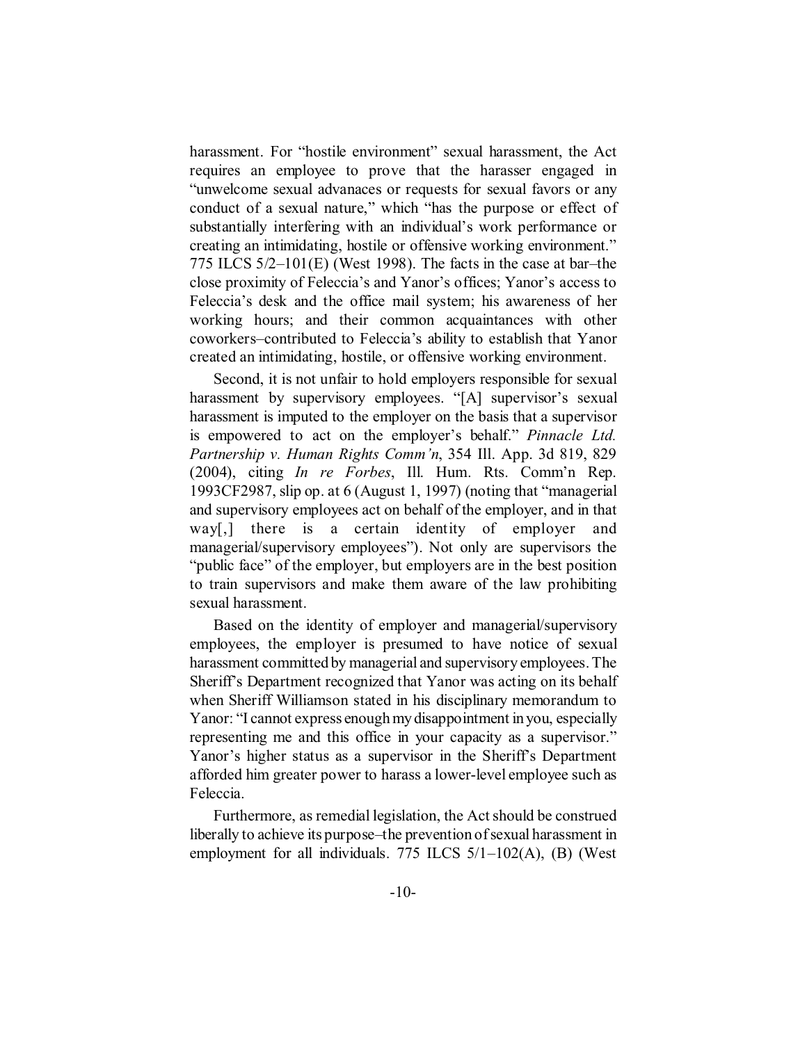harassment. For "hostile environment" sexual harassment, the Act requires an employee to prove that the harasser engaged in "unwelcome sexual advanaces or requests for sexual favors or any conduct of a sexual nature," which "has the purpose or effect of substantially interfering with an individual's work performance or creating an intimidating, hostile or offensive working environment." 775 ILCS 5/2–101(E) (West 1998). The facts in the case at bar–the close proximity of Feleccia's and Yanor's offices; Yanor's access to Feleccia's desk and the office mail system; his awareness of her working hours; and their common acquaintances with other coworkers–contributed to Feleccia's ability to establish that Yanor created an intimidating, hostile, or offensive working environment.

Second, it is not unfair to hold employers responsible for sexual harassment by supervisory employees. "[A] supervisor's sexual harassment is imputed to the employer on the basis that a supervisor is empowered to act on the employer's behalf." *Pinnacle Ltd. Partnership v. Human Rights Comm'n*, 354 Ill. App. 3d 819, 829 (2004), citing *In re Forbes*, Ill. Hum. Rts. Comm'n Rep. 1993CF2987, slip op. at 6 (August 1, 1997) (noting that "managerial and supervisory employees act on behalf of the employer, and in that way[,] there is a certain identity of employer and managerial/supervisory employees"). Not only are supervisors the "public face" of the employer, but employers are in the best position to train supervisors and make them aware of the law prohibiting sexual harassment.

Based on the identity of employer and managerial/supervisory employees, the employer is presumed to have notice of sexual harassment committed by managerial and supervisory employees. The Sheriff's Department recognized that Yanor was acting on its behalf when Sheriff Williamson stated in his disciplinary memorandum to Yanor: "I cannot express enough my disappointment in you, especially representing me and this office in your capacity as a supervisor." Yanor's higher status as a supervisor in the Sheriff's Department afforded him greater power to harass a lower-level employee such as Feleccia.

Furthermore, as remedial legislation, the Act should be construed liberally to achieve its purpose–the prevention of sexual harassment in employment for all individuals. 775 ILCS 5/1–102(A), (B) (West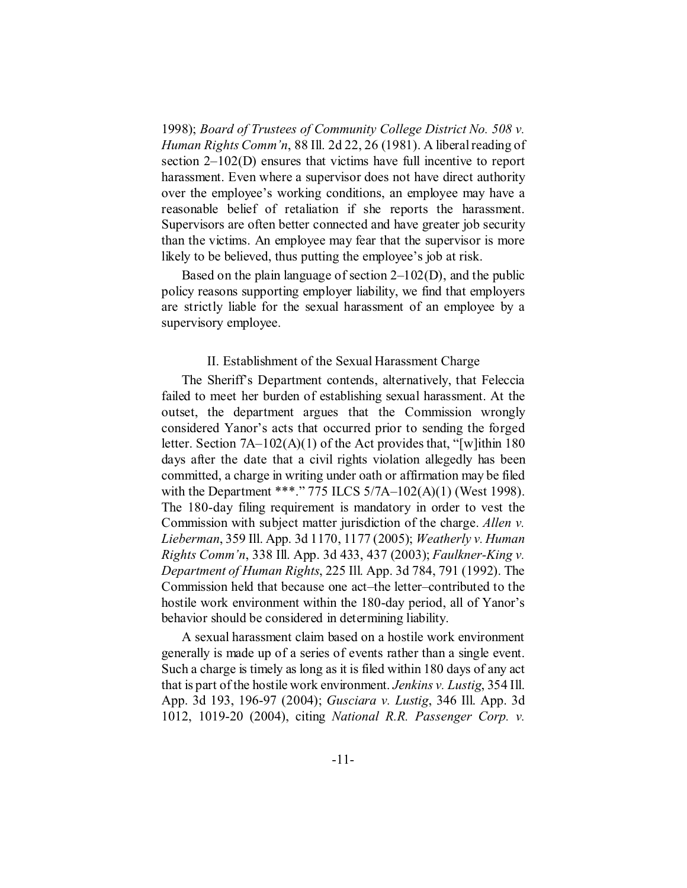1998); *Board of Trustees of Community College District No. 508 v. Human Rights Comm'n*, 88 Ill. 2d 22, 26 (1981). A liberal reading of section 2–102(D) ensures that victims have full incentive to report harassment. Even where a supervisor does not have direct authority over the employee's working conditions, an employee may have a reasonable belief of retaliation if she reports the harassment. Supervisors are often better connected and have greater job security than the victims. An employee may fear that the supervisor is more likely to be believed, thus putting the employee's job at risk.

Based on the plain language of section 2–102(D), and the public policy reasons supporting employer liability, we find that employers are strictly liable for the sexual harassment of an employee by a supervisory employee.

## II. Establishment of the Sexual Harassment Charge

The Sheriff's Department contends, alternatively, that Feleccia failed to meet her burden of establishing sexual harassment. At the outset, the department argues that the Commission wrongly considered Yanor's acts that occurred prior to sending the forged letter. Section 7A–102(A)(1) of the Act provides that, "[w]ithin 180 days after the date that a civil rights violation allegedly has been committed, a charge in writing under oath or affirmation may be filed with the Department ***." 775 ILCS 5/7A–102(A)(1) (West 1998). The 180-day filing requirement is mandatory in order to vest the Commission with subject matter jurisdiction of the charge. *Allen v. Lieberman*, 359 Ill. App. 3d 1170, 1177 (2005); *Weatherly v. Human Rights Comm'n*, 338 Ill. App. 3d 433, 437 (2003); *Faulkner-King v. Department of Human Rights*, 225 Ill. App. 3d 784, 791 (1992). The Commission held that because one act–the letter–contributed to the hostile work environment within the 180-day period, all of Yanor's behavior should be considered in determining liability.

A sexual harassment claim based on a hostile work environment generally is made up of a series of events rather than a single event. Such a charge is timely as long as it is filed within 180 days of any act that is part of the hostile work environment. *Jenkins v. Lustig*, 354 Ill. App. 3d 193, 196-97 (2004); *Gusciara v. Lustig*, 346 Ill. App. 3d 1012, 1019-20 (2004), citing *National R.R. Passenger Corp. v.*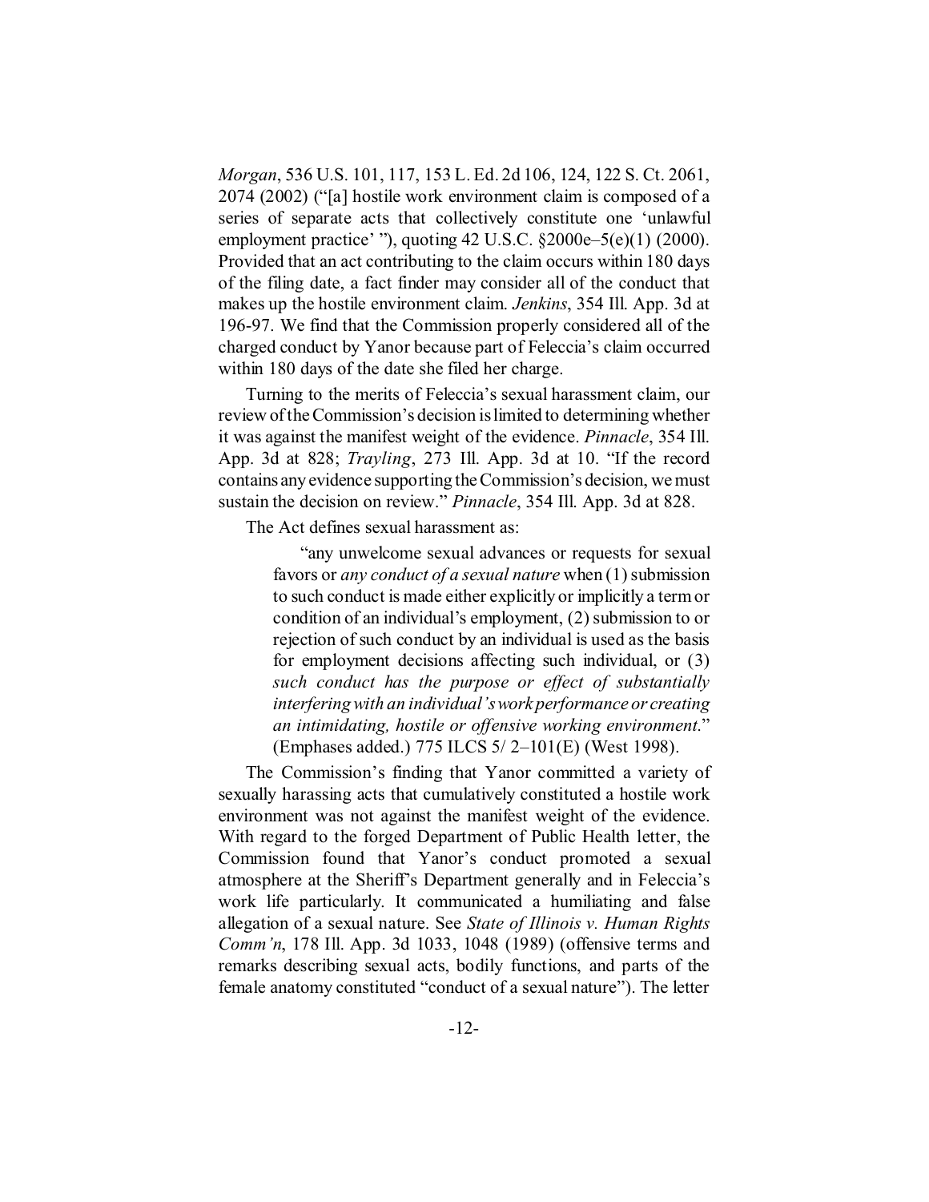*Morgan*, 536 U.S. 101, 117, 153 L. Ed. 2d 106, 124, 122 S. Ct. 2061, 2074 (2002) ("[a] hostile work environment claim is composed of a series of separate acts that collectively constitute one 'unlawful employment practice' "), quoting 42 U.S.C. §2000e–5(e)(1) (2000). Provided that an act contributing to the claim occurs within 180 days of the filing date, a fact finder may consider all of the conduct that makes up the hostile environment claim. *Jenkins*, 354 Ill. App. 3d at 196-97. We find that the Commission properly considered all of the charged conduct by Yanor because part of Feleccia's claim occurred within 180 days of the date she filed her charge.

Turning to the merits of Feleccia's sexual harassment claim, our review of the Commission's decision is limited to determining whether it was against the manifest weight of the evidence. *Pinnacle*, 354 Ill. App. 3d at 828; *Trayling*, 273 Ill. App. 3d at 10. "If the record contains any evidence supporting the Commission's decision, we must sustain the decision on review." *Pinnacle*, 354 Ill. App. 3d at 828.

The Act defines sexual harassment as:

> "any unwelcome sexual advances or requests for sexual favors or *any conduct of a sexual nature* when (1) submission to such conduct is made either explicitly or implicitly a term or condition of an individual's employment, (2) submission to or rejection of such conduct by an individual is used as the basis for employment decisions affecting such individual, or (3) *such conduct has the purpose or effect of substantially interfering with an individual's work performance or creating an intimidating, hostile or offensive working environment*." (Emphases added.) 775 ILCS 5/ 2–101(E) (West 1998).

The Commission's finding that Yanor committed a variety of sexually harassing acts that cumulatively constituted a hostile work environment was not against the manifest weight of the evidence. With regard to the forged Department of Public Health letter, the Commission found that Yanor's conduct promoted a sexual atmosphere at the Sheriff's Department generally and in Feleccia's work life particularly. It communicated a humiliating and false allegation of a sexual nature. See *State of Illinois v. Human Rights Comm'n*, 178 Ill. App. 3d 1033, 1048 (1989) (offensive terms and remarks describing sexual acts, bodily functions, and parts of the female anatomy constituted "conduct of a sexual nature"). The letter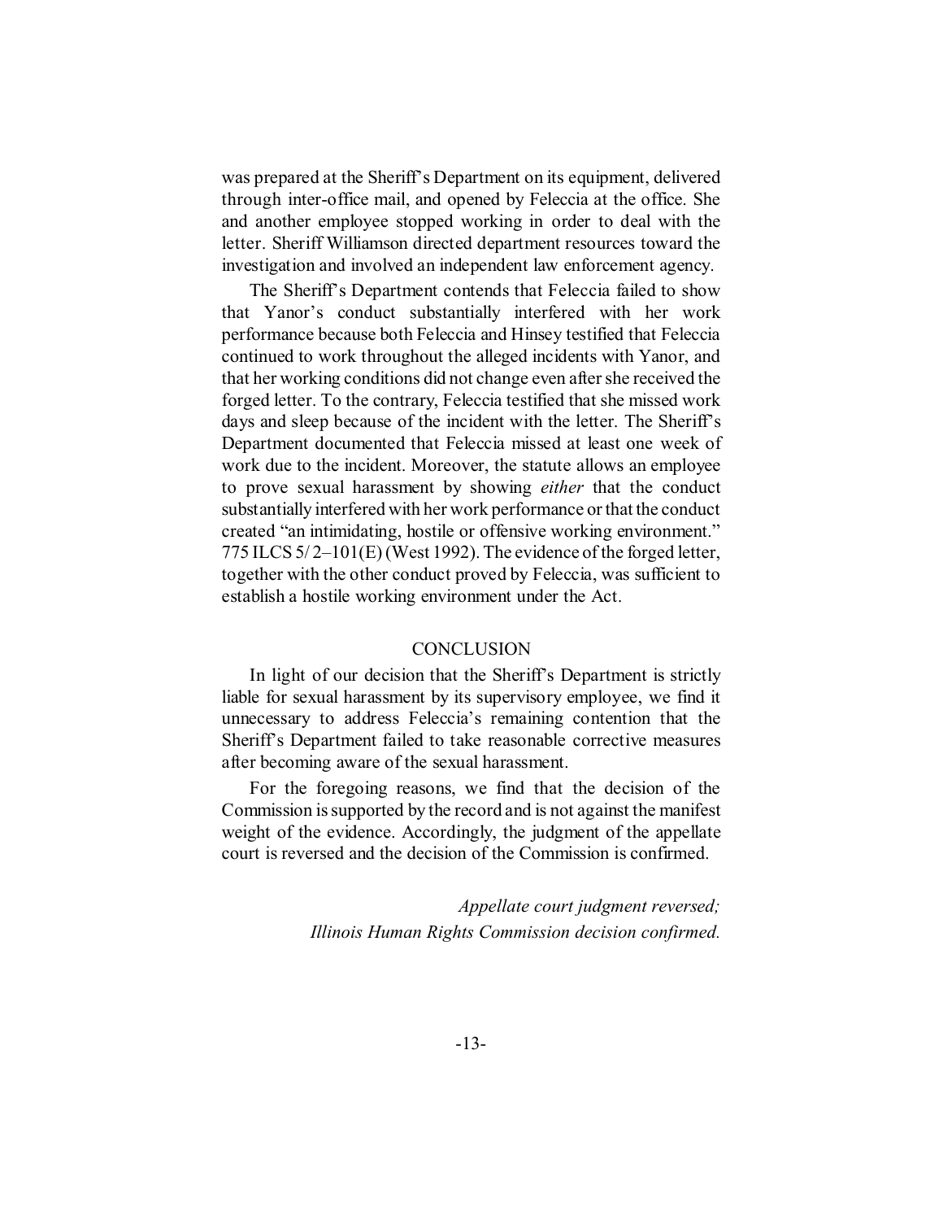was prepared at the Sheriff's Department on its equipment, delivered through inter-office mail, and opened by Feleccia at the office. She and another employee stopped working in order to deal with the letter. Sheriff Williamson directed department resources toward the investigation and involved an independent law enforcement agency.

The Sheriff's Department contends that Feleccia failed to show that Yanor's conduct substantially interfered with her work performance because both Feleccia and Hinsey testified that Feleccia continued to work throughout the alleged incidents with Yanor, and that her working conditions did not change even after she received the forged letter. To the contrary, Feleccia testified that she missed work days and sleep because of the incident with the letter. The Sheriff's Department documented that Feleccia missed at least one week of work due to the incident. Moreover, the statute allows an employee to prove sexual harassment by showing *either* that the conduct substantially interfered with her work performance or that the conduct created "an intimidating, hostile or offensive working environment." 775 ILCS 5/2–101(E) (West 1992). The evidence of the forged letter, together with the other conduct proved by Feleccia, was sufficient to establish a hostile working environment under the Act.

## CONCLUSION

In light of our decision that the Sheriff's Department is strictly liable for sexual harassment by its supervisory employee, we find it unnecessary to address Feleccia's remaining contention that the Sheriff's Department failed to take reasonable corrective measures after becoming aware of the sexual harassment.

For the foregoing reasons, we find that the decision of the Commission is supported by the record and is not against the manifest weight of the evidence. Accordingly, the judgment of the appellate court is reversed and the decision of the Commission is confirmed.

*Appellate court judgment reversed;*
*Illinois Human Rights Commission decision confirmed.*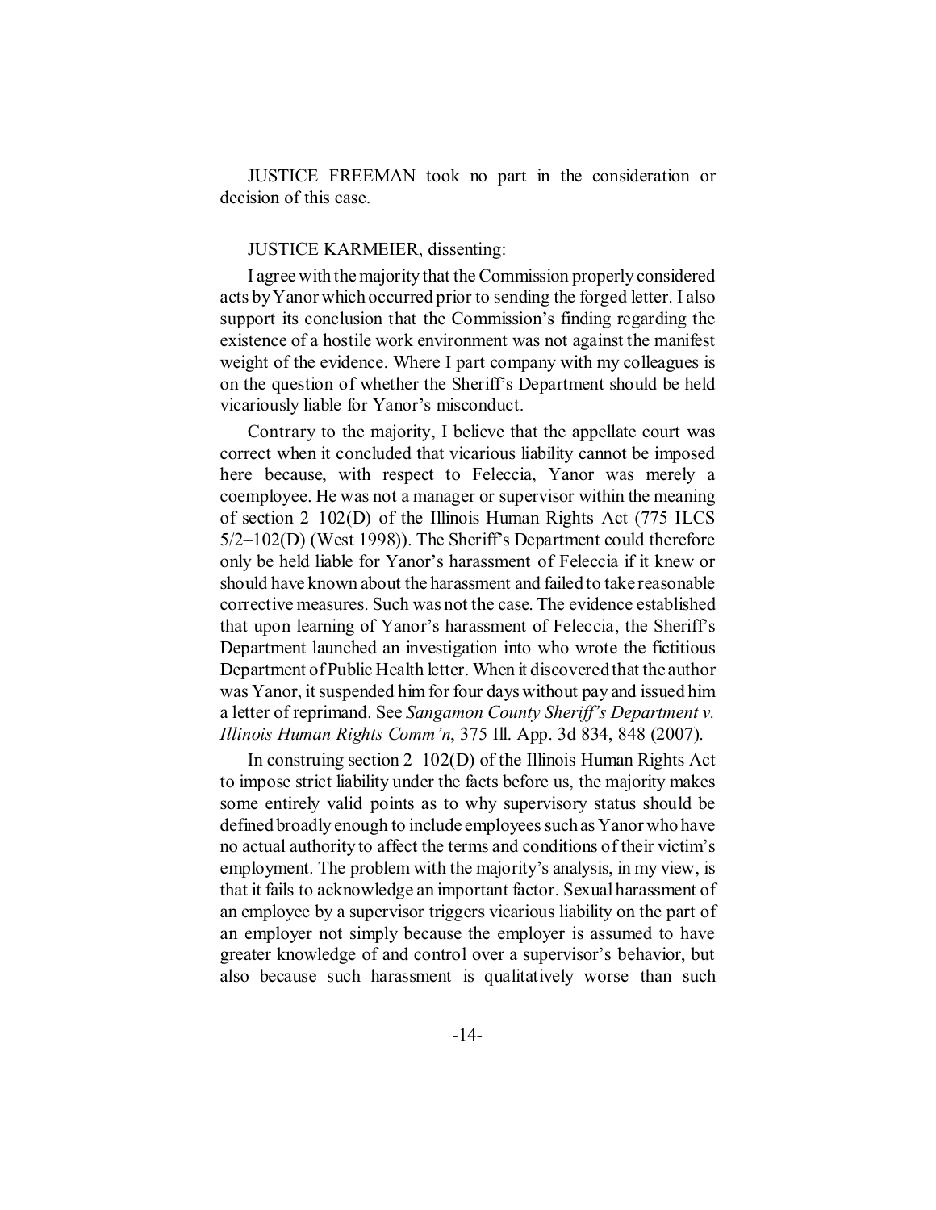JUSTICE FREEMAN took no part in the consideration or decision of this case.

JUSTICE KARMEIER, dissenting:

I agree with the majority that the Commission properly considered acts by Yanor which occurred prior to sending the forged letter. I also support its conclusion that the Commission's finding regarding the existence of a hostile work environment was not against the manifest weight of the evidence. Where I part company with my colleagues is on the question of whether the Sheriff's Department should be held vicariously liable for Yanor's misconduct.

Contrary to the majority, I believe that the appellate court was correct when it concluded that vicarious liability cannot be imposed here because, with respect to Feleccia, Yanor was merely a coemployee. He was not a manager or supervisor within the meaning of section 2–102(D) of the Illinois Human Rights Act (775 ILCS 5/2–102(D) (West 1998)). The Sheriff's Department could therefore only be held liable for Yanor's harassment of Feleccia if it knew or should have known about the harassment and failed to take reasonable corrective measures. Such was not the case. The evidence established that upon learning of Yanor's harassment of Feleccia, the Sheriff's Department launched an investigation into who wrote the fictitious Department of Public Health letter. When it discovered that the author was Yanor, it suspended him for four days without pay and issued him a letter of reprimand. See *Sangamon County Sheriff's Department v. Illinois Human Rights Comm'n*, 375 Ill. App. 3d 834, 848 (2007).

In construing section 2–102(D) of the Illinois Human Rights Act to impose strict liability under the facts before us, the majority makes some entirely valid points as to why supervisory status should be defined broadly enough to include employees such as Yanor who have no actual authority to affect the terms and conditions of their victim's employment. The problem with the majority's analysis, in my view, is that it fails to acknowledge an important factor. Sexual harassment of an employee by a supervisor triggers vicarious liability on the part of an employer not simply because the employer is assumed to have greater knowledge of and control over a supervisor's behavior, but also because such harassment is qualitatively worse than such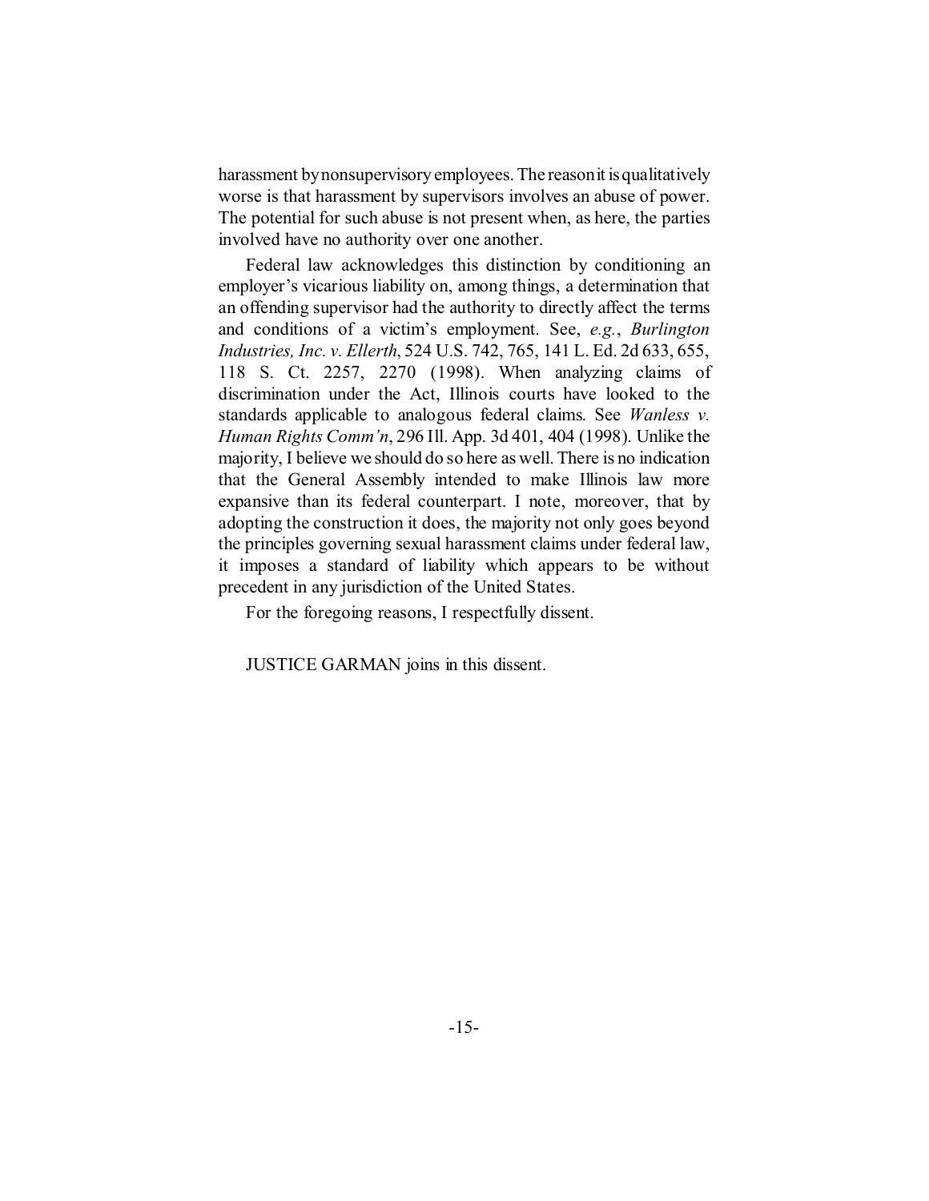harassment by nonsupervisory employees. The reason it is qualitatively worse is that harassment by supervisors involves an abuse of power. The potential for such abuse is not present when, as here, the parties involved have no authority over one another.

Federal law acknowledges this distinction by conditioning an employer's vicarious liability on, among things, a determination that an offending supervisor had the authority to directly affect the terms and conditions of a victim's employment. See, *e.g.*, *Burlington Industries, Inc. v. Ellerth*, 524 U.S. 742, 765, 141 L. Ed. 2d 633, 655, 118 S. Ct. 2257, 2270 (1998). When analyzing claims of discrimination under the Act, Illinois courts have looked to the standards applicable to analogous federal claims. See *Wanless v. Human Rights Comm'n*, 296 Ill. App. 3d 401, 404 (1998). Unlike the majority, I believe we should do so here as well. There is no indication that the General Assembly intended to make Illinois law more expansive than its federal counterpart. I note, moreover, that by adopting the construction it does, the majority not only goes beyond the principles governing sexual harassment claims under federal law, it imposes a standard of liability which appears to be without precedent in any jurisdiction of the United States.

For the foregoing reasons, I respectfully dissent.

JUSTICE GARMAN joins in this dissent.